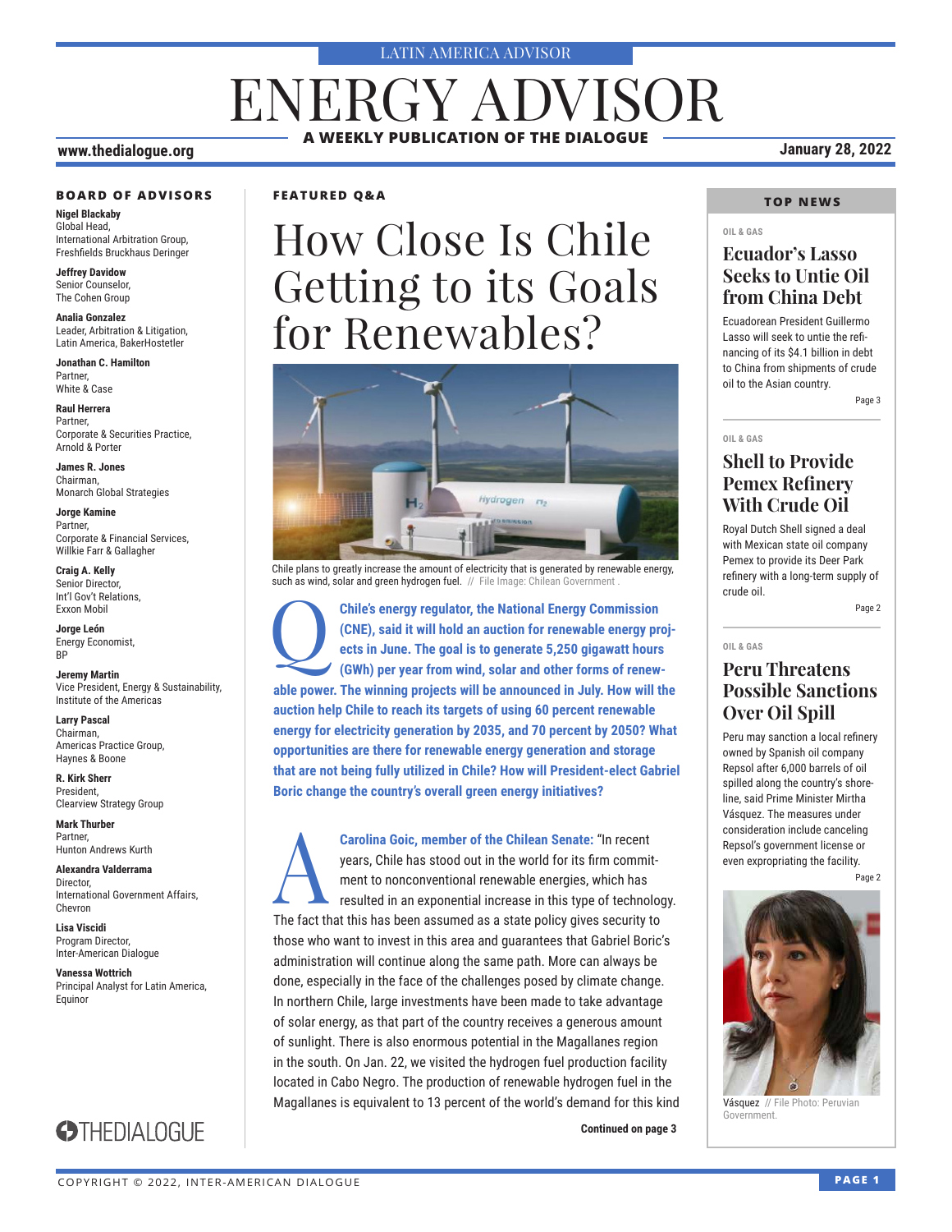LATIN AMERICA ADVISOR

# ENERGY ADVISOR

**A WEEKLY PUBLICATION OF THE DIALOGUE**

www.thedialogue.org

**January 28, 2022**

### BOARD OF ADVISORS

**Nigel Blackaby**
Global Head,
International Arbitration Group,
Freshfields Bruckhaus Deringer

**Jeffrey Davidow**
Senior Counselor,
The Cohen Group

**Analia Gonzalez**
Leader, Arbitration & Litigation,
Latin America, BakerHostetler

**Jonathan C. Hamilton**
Partner,
White & Case

**Raul Herrera**
Partner,
Corporate & Securities Practice,
Arnold & Porter

**James R. Jones**
Chairman,
Monarch Global Strategies

**Jorge Kamine**
Partner,
Corporate & Financial Services,
Willkie Farr & Gallagher

**Craig A. Kelly**
Senior Director,
Int'l Gov't Relations,
Exxon Mobil

**Jorge León**
Energy Economist,
BP

**Jeremy Martin**
Vice President, Energy & Sustainability,
Institute of the Americas

**Larry Pascal**
Chairman,
Americas Practice Group,
Haynes & Boone

**R. Kirk Sherr**
President,
Clearview Strategy Group

**Mark Thurber**
Partner,
Hunton Andrews Kurth

**Alexandra Valderrama**
Director,
International Government Affairs,
Chevron

**Lisa Viscidi**
Program Director,
Inter-American Dialogue

**Vanessa Wottrich**
Principal Analyst for Latin America,
Equinor

THEDIALOGUE

### FEATURED Q&A

# How Close Is Chile Getting to its Goals for Renewables?

Chile plans to greatly increase the amount of electricity that is generated by renewable energy, such as wind, solar and green hydrogen fuel. // File Image: Chilean Government .

**Q: Chile's energy regulator, the National Energy Commission (CNE), said it will hold an auction for renewable energy projects in June. The goal is to generate 5,250 gigawatt hours (GWh) per year from wind, solar and other forms of renewable power. The winning projects will be announced in July. How will the auction help Chile to reach its targets of using 60 percent renewable energy for electricity generation by 2035, and 70 percent by 2050? What opportunities are there for renewable energy generation and storage that are not being fully utilized in Chile? How will President-elect Gabriel Boric change the country's overall green energy initiatives?**

**A: Carolina Goic, member of the Chilean Senate:** "In recent years, Chile has stood out in the world for its firm commitment to nonconventional renewable energies, which has resulted in an exponential increase in this type of technology. The fact that this has been assumed as a state policy gives security to those who want to invest in this area and guarantees that Gabriel Boric's administration will continue along the same path. More can always be done, especially in the face of the challenges posed by climate change. In northern Chile, large investments have been made to take advantage of solar energy, as that part of the country receives a generous amount of sunlight. There is also enormous potential in the Magallanes region in the south. On Jan. 22, we visited the hydrogen fuel production facility located in Cabo Negro. The production of renewable hydrogen fuel in the Magallanes is equivalent to 13 percent of the world's demand for this kind

**Continued on page 3**

### TOP NEWS

OIL & GAS

## Ecuador's Lasso Seeks to Untie Oil from China Debt

Ecuadorean President Guillermo Lasso will seek to untie the refinancing of its $4.1 billion in debt to China from shipments of crude oil to the Asian country.

Page 3

OIL & GAS

## Shell to Provide Pemex Refinery With Crude Oil

Royal Dutch Shell signed a deal with Mexican state oil company Pemex to provide its Deer Park refinery with a long-term supply of crude oil.

Page 2

OIL & GAS

## Peru Threatens Possible Sanctions Over Oil Spill

Peru may sanction a local refinery owned by Spanish oil company Repsol after 6,000 barrels of oil spilled along the country's shoreline, said Prime Minister Mirtha Vásquez. The measures under consideration include canceling Repsol's government license or even expropriating the facility.

Page 2

Vásquez // File Photo: Peruvian Government.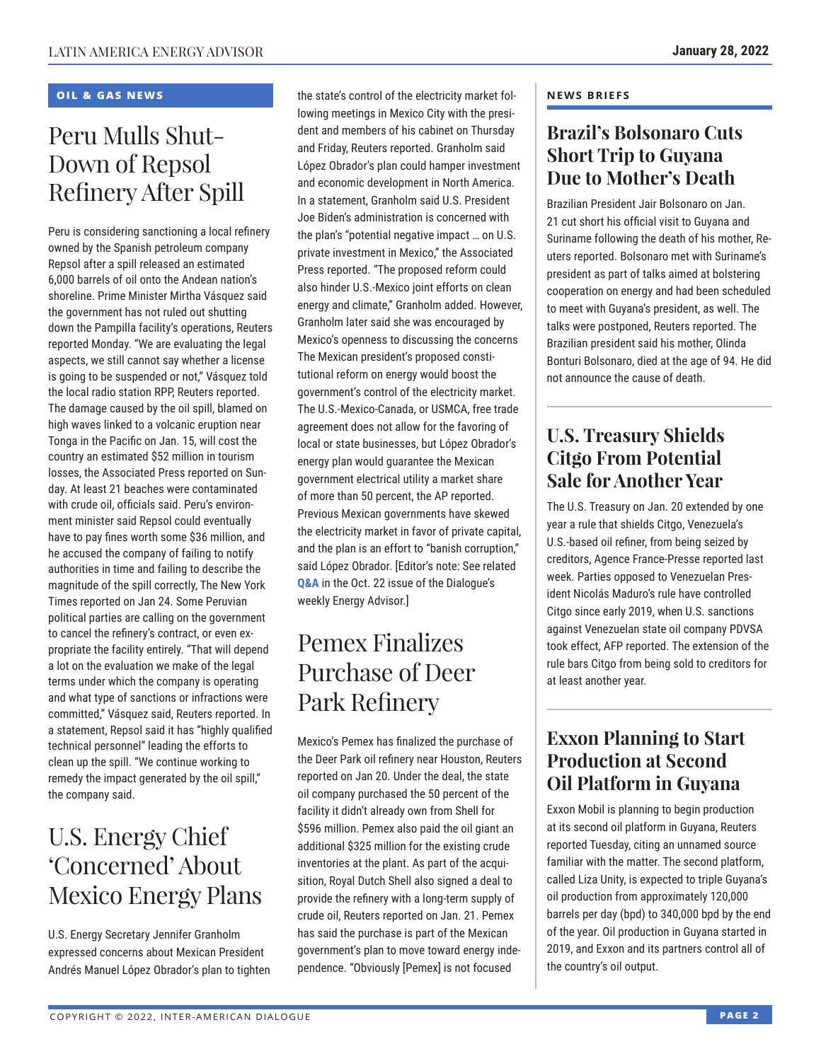## OIL & GAS NEWS

# Peru Mulls Shut-Down of Repsol Refinery After Spill

Peru is considering sanctioning a local refinery owned by the Spanish petroleum company Repsol after a spill released an estimated 6,000 barrels of oil onto the Andean nation's shoreline. Prime Minister Mirtha Vásquez said the government has not ruled out shutting down the Pampilla facility's operations, Reuters reported Monday. "We are evaluating the legal aspects, we still cannot say whether a license is going to be suspended or not," Vásquez told the local radio station RPP, Reuters reported. The damage caused by the oil spill, blamed on high waves linked to a volcanic eruption near Tonga in the Pacific on Jan. 15, will cost the country an estimated $52 million in tourism losses, the Associated Press reported on Sunday. At least 21 beaches were contaminated with crude oil, officials said. Peru's environment minister said Repsol could eventually have to pay fines worth some $36 million, and he accused the company of failing to notify authorities in time and failing to describe the magnitude of the spill correctly, The New York Times reported on Jan 24. Some Peruvian political parties are calling on the government to cancel the refinery's contract, or even expropriate the facility entirely. "That will depend a lot on the evaluation we make of the legal terms under which the company is operating and what type of sanctions or infractions were committed," Vásquez said, Reuters reported. In a statement, Repsol said it has "highly qualified technical personnel" leading the efforts to clean up the spill. "We continue working to remedy the impact generated by the oil spill," the company said.

# U.S. Energy Chief 'Concerned' About Mexico Energy Plans

U.S. Energy Secretary Jennifer Granholm expressed concerns about Mexican President Andrés Manuel López Obrador's plan to tighten the state's control of the electricity market following meetings in Mexico City with the president and members of his cabinet on Thursday and Friday, Reuters reported. Granholm said López Obrador's plan could hamper investment and economic development in North America. In a statement, Granholm said U.S. President Joe Biden's administration is concerned with the plan's "potential negative impact … on U.S. private investment in Mexico," the Associated Press reported. "The proposed reform could also hinder U.S.-Mexico joint efforts on clean energy and climate," Granholm added. However, Granholm later said she was encouraged by Mexico's openness to discussing the concerns The Mexican president's proposed constitutional reform on energy would boost the government's control of the electricity market. The U.S.-Mexico-Canada, or USMCA, free trade agreement does not allow for the favoring of local or state businesses, but López Obrador's energy plan would guarantee the Mexican government electrical utility a market share of more than 50 percent, the AP reported. Previous Mexican governments have skewed the electricity market in favor of private capital, and the plan is an effort to "banish corruption," said López Obrador. [Editor's note: See related **Q&A** in the Oct. 22 issue of the Dialogue's weekly Energy Advisor.]

# Pemex Finalizes Purchase of Deer Park Refinery

Mexico's Pemex has finalized the purchase of the Deer Park oil refinery near Houston, Reuters reported on Jan 20. Under the deal, the state oil company purchased the 50 percent of the facility it didn't already own from Shell for $596 million. Pemex also paid the oil giant an additional $325 million for the existing crude inventories at the plant. As part of the acquisition, Royal Dutch Shell also signed a deal to provide the refinery with a long-term supply of crude oil, Reuters reported on Jan. 21. Pemex has said the purchase is part of the Mexican government's plan to move toward energy independence. "Obviously [Pemex] is not focused

## NEWS BRIEFS

### Brazil's Bolsonaro Cuts Short Trip to Guyana Due to Mother's Death

Brazilian President Jair Bolsonaro on Jan. 21 cut short his official visit to Guyana and Suriname following the death of his mother, Reuters reported. Bolsonaro met with Suriname's president as part of talks aimed at bolstering cooperation on energy and had been scheduled to meet with Guyana's president, as well. The talks were postponed, Reuters reported. The Brazilian president said his mother, Olinda Bonturi Bolsonaro, died at the age of 94. He did not announce the cause of death.

### U.S. Treasury Shields Citgo From Potential Sale for Another Year

The U.S. Treasury on Jan. 20 extended by one year a rule that shields Citgo, Venezuela's U.S.-based oil refiner, from being seized by creditors, Agence France-Presse reported last week. Parties opposed to Venezuelan President Nicolás Maduro's rule have controlled Citgo since early 2019, when U.S. sanctions against Venezuelan state oil company PDVSA took effect, AFP reported. The extension of the rule bars Citgo from being sold to creditors for at least another year.

### Exxon Planning to Start Production at Second Oil Platform in Guyana

Exxon Mobil is planning to begin production at its second oil platform in Guyana, Reuters reported Tuesday, citing an unnamed source familiar with the matter. The second platform, called Liza Unity, is expected to triple Guyana's oil production from approximately 120,000 barrels per day (bpd) to 340,000 bpd by the end of the year. Oil production in Guyana started in 2019, and Exxon and its partners control all of the country's oil output.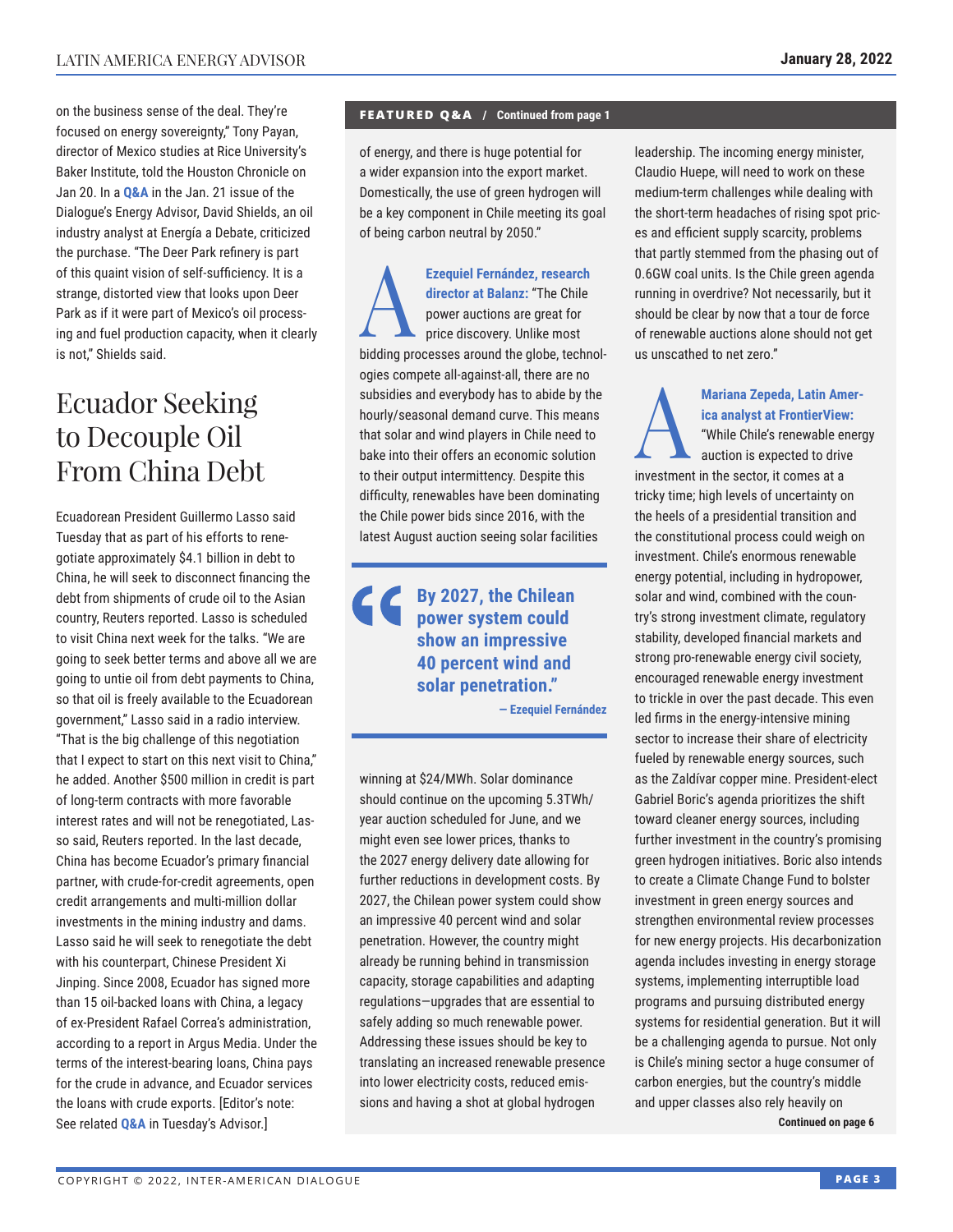on the business sense of the deal. They're focused on energy sovereignty," Tony Payan, director of Mexico studies at Rice University's Baker Institute, told the Houston Chronicle on Jan 20. In a **Q&A** in the Jan. 21 issue of the Dialogue's Energy Advisor, David Shields, an oil industry analyst at Energía a Debate, criticized the purchase. "The Deer Park refinery is part of this quaint vision of self-sufficiency. It is a strange, distorted view that looks upon Deer Park as if it were part of Mexico's oil processing and fuel production capacity, when it clearly is not," Shields said.

# Ecuador Seeking to Decouple Oil From China Debt

Ecuadorean President Guillermo Lasso said Tuesday that as part of his efforts to renegotiate approximately $4.1 billion in debt to China, he will seek to disconnect financing the debt from shipments of crude oil to the Asian country, Reuters reported. Lasso is scheduled to visit China next week for the talks. "We are going to seek better terms and above all we are going to untie oil from debt payments to China, so that oil is freely available to the Ecuadorean government," Lasso said in a radio interview. "That is the big challenge of this negotiation that I expect to start on this next visit to China," he added. Another $500 million in credit is part of long-term contracts with more favorable interest rates and will not be renegotiated, Lasso said, Reuters reported. In the last decade, China has become Ecuador's primary financial partner, with crude-for-credit agreements, open credit arrangements and multi-million dollar investments in the mining industry and dams. Lasso said he will seek to renegotiate the debt with his counterpart, Chinese President Xi Jinping. Since 2008, Ecuador has signed more than 15 oil-backed loans with China, a legacy of ex-President Rafael Correa's administration, according to a report in Argus Media. Under the terms of the interest-bearing loans, China pays for the crude in advance, and Ecuador services the loans with crude exports. [Editor's note: See related **Q&A** in Tuesday's Advisor.]

**FEATURED Q&A / Continued from page 1**

of energy, and there is huge potential for a wider expansion into the export market. Domestically, the use of green hydrogen will be a key component in Chile meeting its goal of being carbon neutral by 2050."

**A** **Ezequiel Fernández, research director at Balanz:** "The Chile power auctions are great for price discovery. Unlike most bidding processes around the globe, technologies compete all-against-all, there are no subsidies and everybody has to abide by the hourly/seasonal demand curve. This means that solar and wind players in Chile need to bake into their offers an economic solution to their output intermittency. Despite this difficulty, renewables have been dominating the Chile power bids since 2016, with the latest August auction seeing solar facilities winning at $24/MWh. Solar dominance should continue on the upcoming 5.3TWh/year auction scheduled for June, and we might even see lower prices, thanks to the 2027 energy delivery date allowing for further reductions in development costs. By 2027, the Chilean power system could show an impressive 40 percent wind and solar penetration. However, the country might already be running behind in transmission capacity, storage capabilities and adapting regulations—upgrades that are essential to safely adding so much renewable power. Addressing these issues should be key to translating an increased renewable presence into lower electricity costs, reduced emissions and having a shot at global hydrogen leadership. The incoming energy minister, Claudio Huepe, will need to work on these medium-term challenges while dealing with the short-term headaches of rising spot prices and efficient supply scarcity, problems that partly stemmed from the phasing out of 0.6GW coal units. Is the Chile green agenda running in overdrive? Not necessarily, but it should be clear by now that a tour de force of renewable auctions alone should not get us unscathed to net zero."

> **"By 2027, the Chilean power system could show an impressive 40 percent wind and solar penetration."**
> **— Ezequiel Fernández**

**A** **Mariana Zepeda, Latin America analyst at FrontierView:** "While Chile's renewable energy auction is expected to drive investment in the sector, it comes at a tricky time; high levels of uncertainty on the heels of a presidential transition and the constitutional process could weigh on investment. Chile's enormous renewable energy potential, including in hydropower, solar and wind, combined with the country's strong investment climate, regulatory stability, developed financial markets and strong pro-renewable energy civil society, encouraged renewable energy investment to trickle in over the past decade. This even led firms in the energy-intensive mining sector to increase their share of electricity fueled by renewable energy sources, such as the Zaldívar copper mine. President-elect Gabriel Boric's agenda prioritizes the shift toward cleaner energy sources, including further investment in the country's promising green hydrogen initiatives. Boric also intends to create a Climate Change Fund to bolster investment in green energy sources and strengthen environmental review processes for new energy projects. His decarbonization agenda includes investing in energy storage systems, implementing interruptible load programs and pursuing distributed energy systems for residential generation. But it will be a challenging agenda to pursue. Not only is Chile's mining sector a huge consumer of carbon energies, but the country's middle and upper classes also rely heavily on

**Continued on page 6**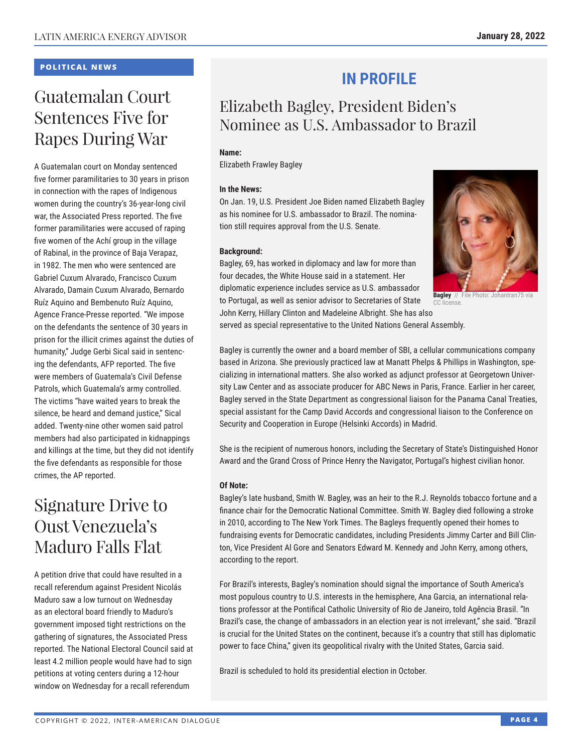POLITICAL NEWS

## Guatemalan Court Sentences Five for Rapes During War

A Guatemalan court on Monday sentenced five former paramilitaries to 30 years in prison in connection with the rapes of Indigenous women during the country's 36-year-long civil war, the Associated Press reported. The five former paramilitaries were accused of raping five women of the Achí group in the village of Rabinal, in the province of Baja Verapaz, in 1982. The men who were sentenced are Gabriel Cuxum Alvarado, Francisco Cuxum Alvarado, Damain Cuxum Alvarado, Bernardo Ruíz Aquino and Bembenuto Ruíz Aquino, Agence France-Presse reported. "We impose on the defendants the sentence of 30 years in prison for the illicit crimes against the duties of humanity," Judge Gerbi Sical said in sentencing the defendants, AFP reported. The five were members of Guatemala's Civil Defense Patrols, which Guatemala's army controlled. The victims "have waited years to break the silence, be heard and demand justice," Sical added. Twenty-nine other women said patrol members had also participated in kidnappings and killings at the time, but they did not identify the five defendants as responsible for those crimes, the AP reported.

## Signature Drive to Oust Venezuela's Maduro Falls Flat

A petition drive that could have resulted in a recall referendum against President Nicolás Maduro saw a low turnout on Wednesday as an electoral board friendly to Maduro's government imposed tight restrictions on the gathering of signatures, the Associated Press reported. The National Electoral Council said at least 4.2 million people would have had to sign petitions at voting centers during a 12-hour window on Wednesday for a recall referendum

# IN PROFILE

## Elizabeth Bagley, President Biden's Nominee as U.S. Ambassador to Brazil

**Name:**
Elizabeth Frawley Bagley

**In the News:**
On Jan. 19, U.S. President Joe Biden named Elizabeth Bagley as his nominee for U.S. ambassador to Brazil. The nomination still requires approval from the U.S. Senate.

**Background:**
Bagley, 69, has worked in diplomacy and law for more than four decades, the White House said in a statement. Her diplomatic experience includes service as U.S. ambassador to Portugal, as well as senior advisor to Secretaries of State John Kerry, Hillary Clinton and Madeleine Albright. She has also served as special representative to the United Nations General Assembly.

**Bagley** // File Photo: Johantran75 via CC license.

Bagley is currently the owner and a board member of SBI, a cellular communications company based in Arizona. She previously practiced law at Manatt Phelps & Phillips in Washington, specializing in international matters. She also worked as adjunct professor at Georgetown University Law Center and as associate producer for ABC News in Paris, France. Earlier in her career, Bagley served in the State Department as congressional liaison for the Panama Canal Treaties, special assistant for the Camp David Accords and congressional liaison to the Conference on Security and Cooperation in Europe (Helsinki Accords) in Madrid.

She is the recipient of numerous honors, including the Secretary of State's Distinguished Honor Award and the Grand Cross of Prince Henry the Navigator, Portugal's highest civilian honor.

**Of Note:**
Bagley's late husband, Smith W. Bagley, was an heir to the R.J. Reynolds tobacco fortune and a finance chair for the Democratic National Committee. Smith W. Bagley died following a stroke in 2010, according to The New York Times. The Bagleys frequently opened their homes to fundraising events for Democratic candidates, including Presidents Jimmy Carter and Bill Clinton, Vice President Al Gore and Senators Edward M. Kennedy and John Kerry, among others, according to the report.

For Brazil's interests, Bagley's nomination should signal the importance of South America's most populous country to U.S. interests in the hemisphere, Ana Garcia, an international relations professor at the Pontifical Catholic University of Rio de Janeiro, told Agência Brasil. "In Brazil's case, the change of ambassadors in an election year is not irrelevant," she said. "Brazil is crucial for the United States on the continent, because it's a country that still has diplomatic power to face China," given its geopolitical rivalry with the United States, Garcia said.

Brazil is scheduled to hold its presidential election in October.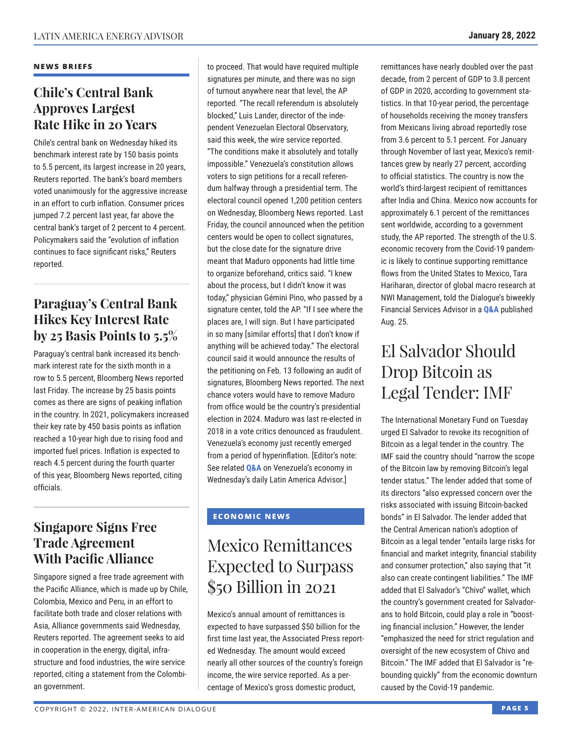## NEWS BRIEFS

### Chile's Central Bank Approves Largest Rate Hike in 20 Years

Chile's central bank on Wednesday hiked its benchmark interest rate by 150 basis points to 5.5 percent, its largest increase in 20 years, Reuters reported. The bank's board members voted unanimously for the aggressive increase in an effort to curb inflation. Consumer prices jumped 7.2 percent last year, far above the central bank's target of 2 percent to 4 percent. Policymakers said the "evolution of inflation continues to face significant risks," Reuters reported.

### Paraguay's Central Bank Hikes Key Interest Rate by 25 Basis Points to 5.5%

Paraguay's central bank increased its benchmark interest rate for the sixth month in a row to 5.5 percent, Bloomberg News reported last Friday. The increase by 25 basis points comes as there are signs of peaking inflation in the country. In 2021, policymakers increased their key rate by 450 basis points as inflation reached a 10-year high due to rising food and imported fuel prices. Inflation is expected to reach 4.5 percent during the fourth quarter of this year, Bloomberg News reported, citing officials.

### Singapore Signs Free Trade Agreement With Pacific Alliance

Singapore signed a free trade agreement with the Pacific Alliance, which is made up by Chile, Colombia, Mexico and Peru, in an effort to facilitate both trade and closer relations with Asia, Alliance governments said Wednesday, Reuters reported. The agreement seeks to aid in cooperation in the energy, digital, infrastructure and food industries, the wire service reported, citing a statement from the Colombian government.

to proceed. That would have required multiple signatures per minute, and there was no sign of turnout anywhere near that level, the AP reported. "The recall referendum is absolutely blocked," Luis Lander, director of the independent Venezuelan Electoral Observatory, said this week, the wire service reported. "The conditions make it absolutely and totally impossible." Venezuela's constitution allows voters to sign petitions for a recall referendum halfway through a presidential term. The electoral council opened 1,200 petition centers on Wednesday, Bloomberg News reported. Last Friday, the council announced when the petition centers would be open to collect signatures, but the close date for the signature drive meant that Maduro opponents had little time to organize beforehand, critics said. "I knew about the process, but I didn't know it was today," physician Gémini Pino, who passed by a signature center, told the AP. "If I see where the places are, I will sign. But I have participated in so many [similar efforts] that I don't know if anything will be achieved today." The electoral council said it would announce the results of the petitioning on Feb. 13 following an audit of signatures, Bloomberg News reported. The next chance voters would have to remove Maduro from office would be the country's presidential election in 2024. Maduro was last re-elected in 2018 in a vote critics denounced as fraudulent. Venezuela's economy just recently emerged from a period of hyperinflation. [Editor's note: See related **Q&A** on Venezuela's economy in Wednesday's daily Latin America Advisor.]

## ECONOMIC NEWS

### Mexico Remittances Expected to Surpass $50 Billion in 2021

Mexico's annual amount of remittances is expected to have surpassed $50 billion for the first time last year, the Associated Press reported Wednesday. The amount would exceed nearly all other sources of the country's foreign income, the wire service reported. As a percentage of Mexico's gross domestic product, remittances have nearly doubled over the past decade, from 2 percent of GDP to 3.8 percent of GDP in 2020, according to government statistics. In that 10-year period, the percentage of households receiving the money transfers from Mexicans living abroad reportedly rose from 3.6 percent to 5.1 percent. For January through November of last year, Mexico's remittances grew by nearly 27 percent, according to official statistics. The country is now the world's third-largest recipient of remittances after India and China. Mexico now accounts for approximately 6.1 percent of the remittances sent worldwide, according to a government study, the AP reported. The strength of the U.S. economic recovery from the Covid-19 pandemic is likely to continue supporting remittance flows from the United States to Mexico, Tara Hariharan, director of global macro research at NWI Management, told the Dialogue's biweekly Financial Services Advisor in a **Q&A** published Aug. 25.

### El Salvador Should Drop Bitcoin as Legal Tender: IMF

The International Monetary Fund on Tuesday urged El Salvador to revoke its recognition of Bitcoin as a legal tender in the country. The IMF said the country should "narrow the scope of the Bitcoin law by removing Bitcoin's legal tender status." The lender added that some of its directors "also expressed concern over the risks associated with issuing Bitcoin-backed bonds" in El Salvador. The lender added that the Central American nation's adoption of Bitcoin as a legal tender "entails large risks for financial and market integrity, financial stability and consumer protection," also saying that "it also can create contingent liabilities." The IMF added that El Salvador's "Chivo" wallet, which the country's government created for Salvadorans to hold Bitcoin, could play a role in "boosting financial inclusion." However, the lender "emphasized the need for strict regulation and oversight of the new ecosystem of Chivo and Bitcoin." The IMF added that El Salvador is "rebounding quickly" from the economic downturn caused by the Covid-19 pandemic.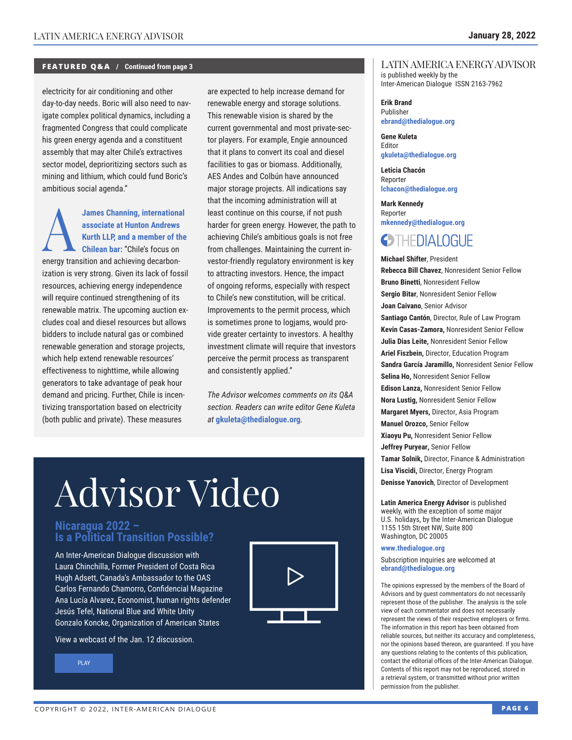**FEATURED Q&A / Continued from page 3**

electricity for air conditioning and other day-to-day needs. Boric will also need to navigate complex political dynamics, including a fragmented Congress that could complicate his green energy agenda and a constituent assembly that may alter Chile's extractives sector model, deprioritizing sectors such as mining and lithium, which could fund Boric's ambitious social agenda."

**A** **James Channing, international associate at Hunton Andrews Kurth LLP, and a member of the Chilean bar:** "Chile's focus on energy transition and achieving decarbonization is very strong. Given its lack of fossil resources, achieving energy independence will require continued strengthening of its renewable matrix. The upcoming auction excludes coal and diesel resources but allows bidders to include natural gas or combined renewable generation and storage projects, which help extend renewable resources' effectiveness to nighttime, while allowing generators to take advantage of peak hour demand and pricing. Further, Chile is incentivizing transportation based on electricity (both public and private). These measures are expected to help increase demand for renewable energy and storage solutions. This renewable vision is shared by the current governmental and most private-sector players. For example, Engie announced that it plans to convert its coal and diesel facilities to gas or biomass. Additionally, AES Andes and Colbún have announced major storage projects. All indications say that the incoming administration will at least continue on this course, if not push harder for green energy. However, the path to achieving Chile's ambitious goals is not free from challenges. Maintaining the current investor-friendly regulatory environment is key to attracting investors. Hence, the impact of ongoing reforms, especially with respect to Chile's new constitution, will be critical. Improvements to the permit process, which is sometimes prone to logjams, would provide greater certainty to investors. A healthy investment climate will require that investors perceive the permit process as transparent and consistently applied."

*The Advisor welcomes comments on its Q&A section. Readers can write editor Gene Kuleta at* ***gkuleta@thedialogue.org****.*

# Advisor Video

## Nicaragua 2022 – Is a Political Transition Possible?

An Inter-American Dialogue discussion with
Laura Chinchilla, Former President of Costa Rica
Hugh Adsett, Canada's Ambassador to the OAS
Carlos Fernando Chamorro, Confidencial Magazine
Ana Lucía Alvarez, Economist, human rights defender
Jesús Tefel, National Blue and White Unity
Gonzalo Koncke, Organization of American States

View a webcast of the Jan. 12 discussion.

PLAY

LATIN AMERICA ENERGY ADVISOR
is published weekly by the
Inter-American Dialogue ISSN 2163-7962

**Erik Brand**
Publisher
**ebrand@thedialogue.org**

**Gene Kuleta**
Editor
**gkuleta@thedialogue.org**

**Leticia Chacón**
Reporter
**lchacon@thedialogue.org**

**Mark Kennedy**
Reporter
**mkennedy@thedialogue.org**

THEDIALOGUE

**Michael Shifter**, President
**Rebecca Bill Chavez**, Nonresident Senior Fellow
**Bruno Binetti**, Nonresident Fellow
**Sergio Bitar**, Nonresident Senior Fellow
**Joan Caivano**, Senior Advisor
**Santiago Cantón**, Director, Rule of Law Program
**Kevin Casas-Zamora,** Nonresident Senior Fellow
**Julia Dias Leite,** Nonresident Senior Fellow
**Ariel Fiszbein,** Director, Education Program
**Sandra García Jaramillo,** Nonresident Senior Fellow
**Selina Ho,** Nonresident Senior Fellow
**Edison Lanza,** Nonresident Senior Fellow
**Nora Lustig,** Nonresident Senior Fellow
**Margaret Myers,** Director, Asia Program
**Manuel Orozco,** Senior Fellow
**Xiaoyu Pu,** Nonresident Senior Fellow
**Jeffrey Puryear,** Senior Fellow
**Tamar Solnik,** Director, Finance & Administration
**Lisa Viscidi,** Director, Energy Program
**Denisse Yanovich**, Director of Development

**Latin America Energy Advisor** is published weekly, with the exception of some major U.S. holidays, by the Inter-American Dialogue
1155 15th Street NW, Suite 800
Washington, DC 20005

**www.thedialogue.org**

Subscription inquiries are welcomed at
**ebrand@thedialogue.org**

The opinions expressed by the members of the Board of Advisors and by guest commentators do not necessarily represent those of the publisher. The analysis is the sole view of each commentator and does not necessarily represent the views of their respective employers or firms. The information in this report has been obtained from reliable sources, but neither its accuracy and completeness, nor the opinions based thereon, are guaranteed. If you have any questions relating to the contents of this publication, contact the editorial offices of the Inter-American Dialogue. Contents of this report may not be reproduced, stored in a retrieval system, or transmitted without prior written permission from the publisher.

COPYRIGHT © 2022, INTER-AMERICAN DIALOGUE